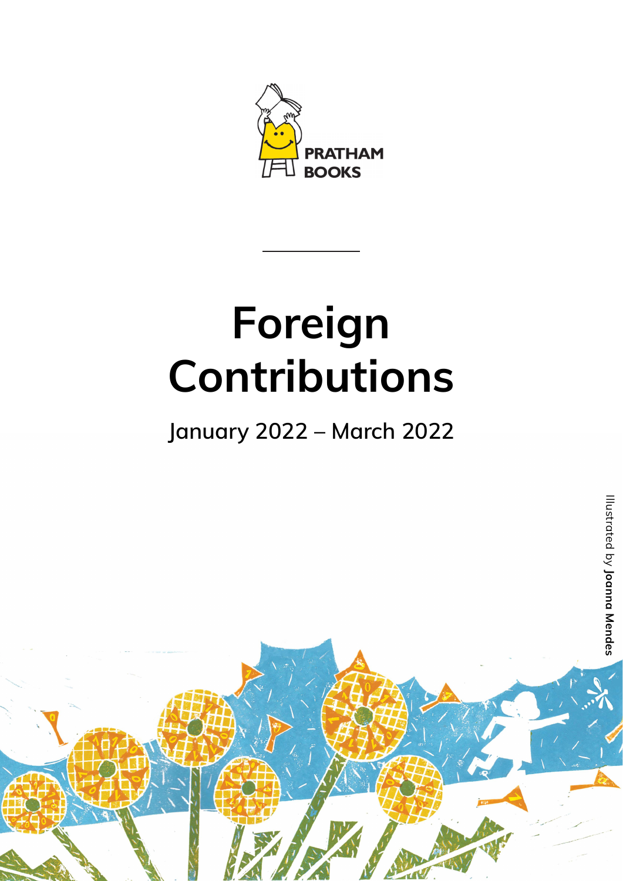PRATHAM BOOKS

# Foreign Contributions

## January 2022 – March 2022

Illustrated by **Joanna Mendes**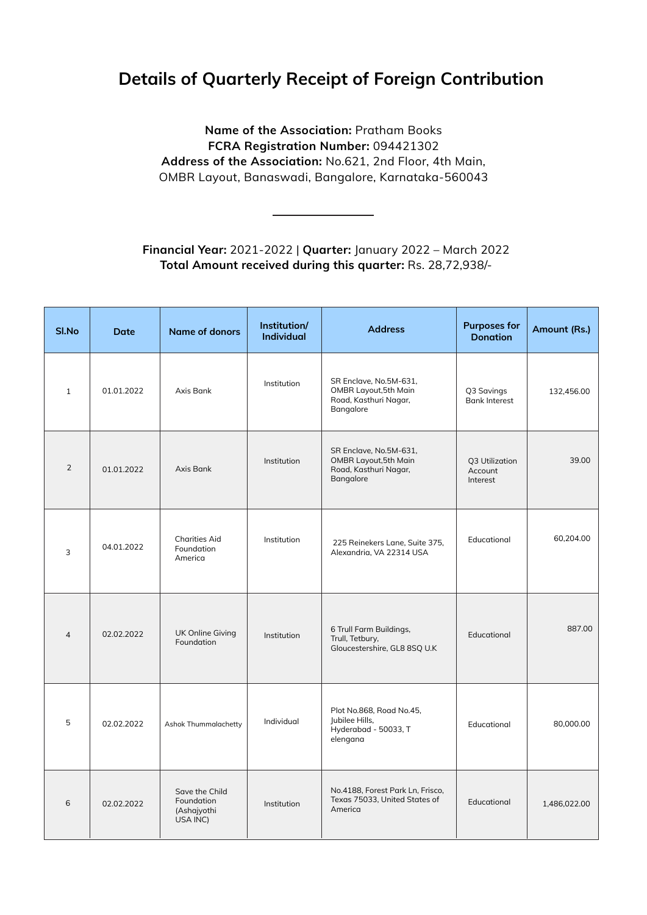# Details of Quarterly Receipt of Foreign Contribution

**Name of the Association:** Pratham Books
**FCRA Registration Number:** 094421302
**Address of the Association:** No.621, 2nd Floor, 4th Main, OMBR Layout, Banaswadi, Bangalore, Karnataka-560043

---

**Financial Year:** 2021-2022 | **Quarter:** January 2022 – March 2022
**Total Amount received during this quarter:** Rs. 28,72,938/-

| Sl.No | Date | Name of donors | Institution/ Individual | Address | Purposes for Donation | Amount (Rs.) |
|---|---|---|---|---|---|---|
| 1 | 01.01.2022 | Axis Bank | Institution | SR Enclave, No.5M-631, OMBR Layout,5th Main Road, Kasthuri Nagar, Bangalore | Q3 Savings Bank Interest | 132,456.00 |
| 2 | 01.01.2022 | Axis Bank | Institution | SR Enclave, No.5M-631, OMBR Layout,5th Main Road, Kasthuri Nagar, Bangalore | Q3 Utilization Account Interest | 39.00 |
| 3 | 04.01.2022 | Charities Aid Foundation America | Institution | 225 Reinekers Lane, Suite 375, Alexandria, VA 22314 USA | Educational | 60,204.00 |
| 4 | 02.02.2022 | UK Online Giving Foundation | Institution | 6 Trull Farm Buildings, Trull, Tetbury, Gloucestershire, GL8 8SQ U.K | Educational | 887.00 |
| 5 | 02.02.2022 | Ashok Thummalachetty | Individual | Plot No.868, Road No.45, Jubilee Hills, Hyderabad - 50033, T elengana | Educational | 80,000.00 |
| 6 | 02.02.2022 | Save the Child Foundation (Ashajyothi USA INC) | Institution | No.4188, Forest Park Ln, Frisco, Texas 75033, United States of America | Educational | 1,486,022.00 |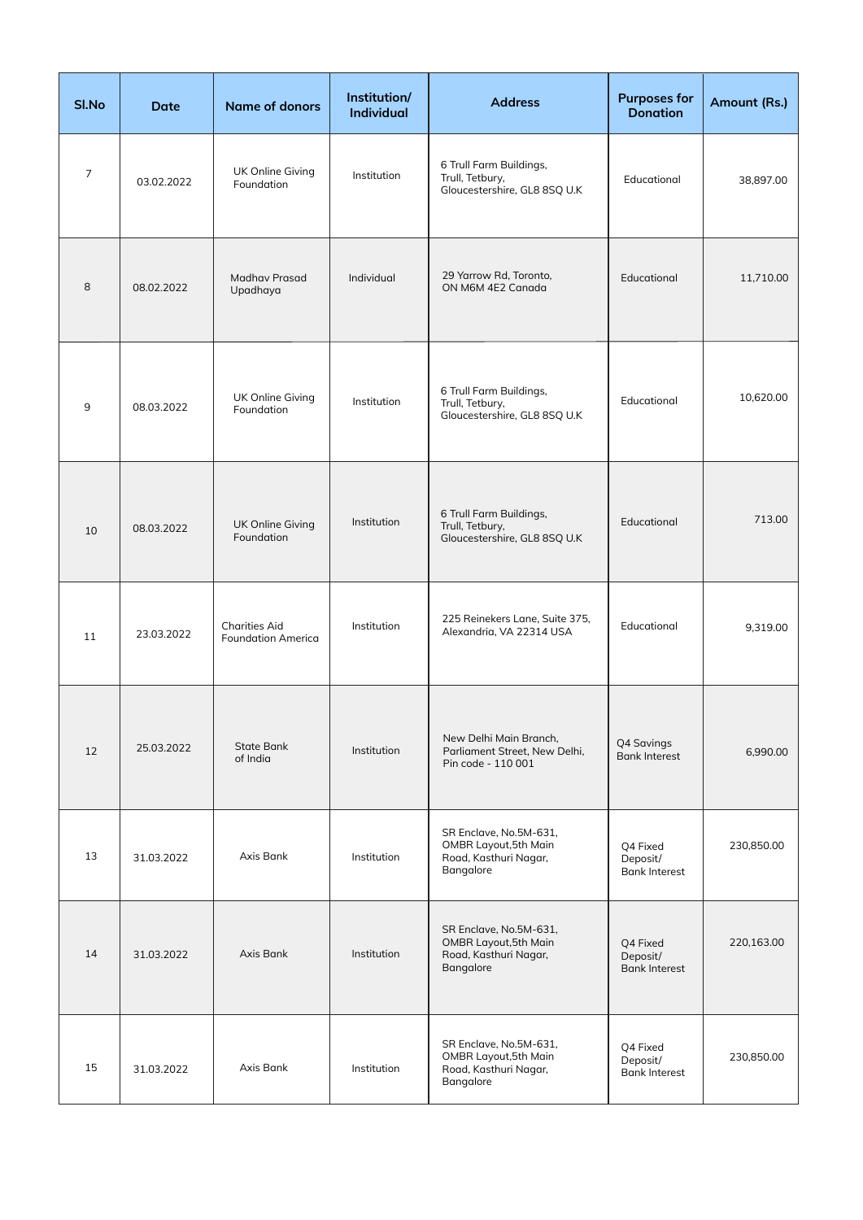| Sl.No | Date | Name of donors | Institution/ Individual | Address | Purposes for Donation | Amount (Rs.) |
|---|---|---|---|---|---|---|
| 7 | 03.02.2022 | UK Online Giving Foundation | Institution | 6 Trull Farm Buildings, Trull, Tetbury, Gloucestershire, GL8 8SQ U.K | Educational | 38,897.00 |
| 8 | 08.02.2022 | Madhav Prasad Upadhaya | Individual | 29 Yarrow Rd, Toronto, ON M6M 4E2 Canada | Educational | 11,710.00 |
| 9 | 08.03.2022 | UK Online Giving Foundation | Institution | 6 Trull Farm Buildings, Trull, Tetbury, Gloucestershire, GL8 8SQ U.K | Educational | 10,620.00 |
| 10 | 08.03.2022 | UK Online Giving Foundation | Institution | 6 Trull Farm Buildings, Trull, Tetbury, Gloucestershire, GL8 8SQ U.K | Educational | 713.00 |
| 11 | 23.03.2022 | Charities Aid Foundation America | Institution | 225 Reinekers Lane, Suite 375, Alexandria, VA 22314 USA | Educational | 9,319.00 |
| 12 | 25.03.2022 | State Bank of India | Institution | New Delhi Main Branch, Parliament Street, New Delhi, Pin code - 110 001 | Q4 Savings Bank Interest | 6,990.00 |
| 13 | 31.03.2022 | Axis Bank | Institution | SR Enclave, No.5M-631, OMBR Layout,5th Main Road, Kasthuri Nagar, Bangalore | Q4 Fixed Deposit/ Bank Interest | 230,850.00 |
| 14 | 31.03.2022 | Axis Bank | Institution | SR Enclave, No.5M-631, OMBR Layout,5th Main Road, Kasthuri Nagar, Bangalore | Q4 Fixed Deposit/ Bank Interest | 220,163.00 |
| 15 | 31.03.2022 | Axis Bank | Institution | SR Enclave, No.5M-631, OMBR Layout,5th Main Road, Kasthuri Nagar, Bangalore | Q4 Fixed Deposit/ Bank Interest | 230,850.00 |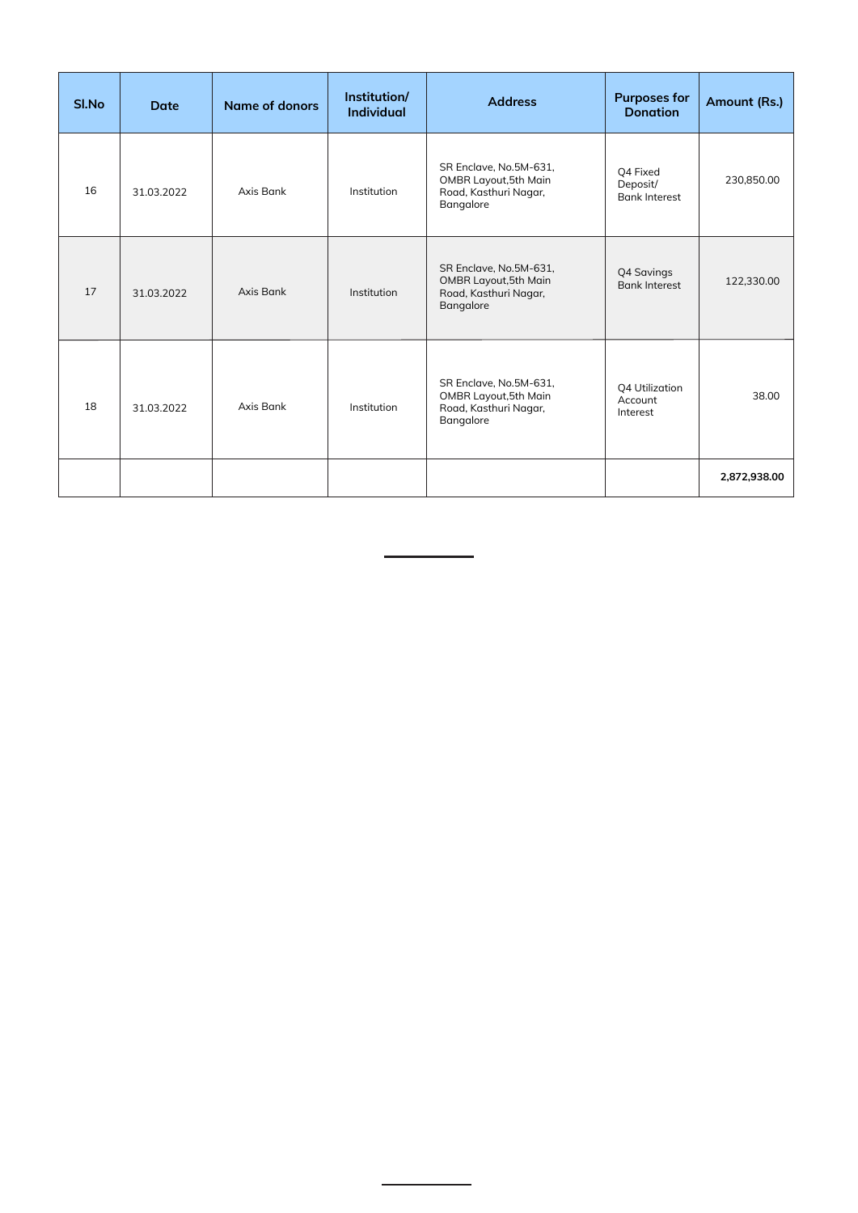| Sl.No | Date | Name of donors | Institution/ Individual | Address | Purposes for Donation | Amount (Rs.) |
| --- | --- | --- | --- | --- | --- | --- |
| 16 | 31.03.2022 | Axis Bank | Institution | SR Enclave, No.5M-631, OMBR Layout,5th Main Road, Kasthuri Nagar, Bangalore | Q4 Fixed Deposit/ Bank Interest | 230,850.00 |
| 17 | 31.03.2022 | Axis Bank | Institution | SR Enclave, No.5M-631, OMBR Layout,5th Main Road, Kasthuri Nagar, Bangalore | Q4 Savings Bank Interest | 122,330.00 |
| 18 | 31.03.2022 | Axis Bank | Institution | SR Enclave, No.5M-631, OMBR Layout,5th Main Road, Kasthuri Nagar, Bangalore | Q4 Utilization Account Interest | 38.00 |
| | | | | | | **2,872,938.00** |